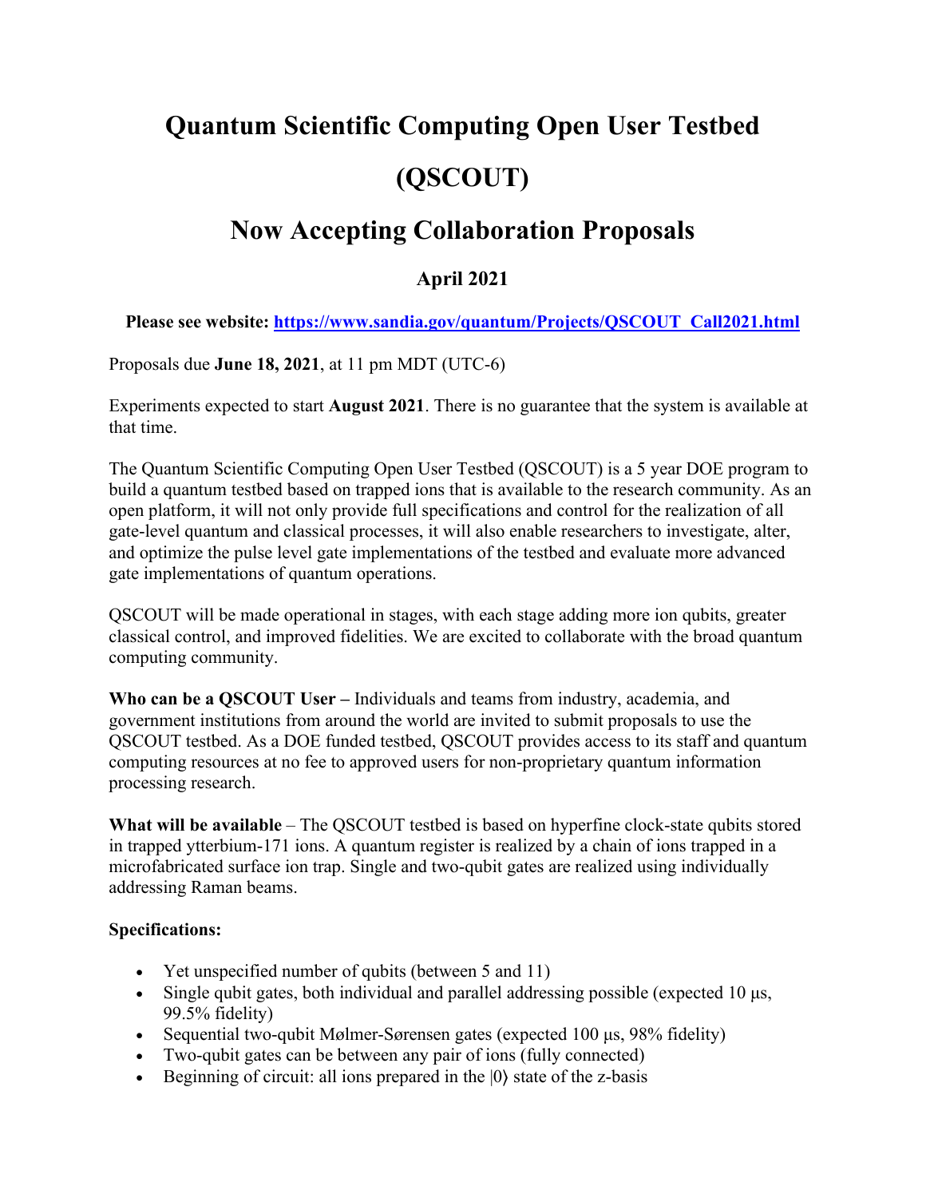# Quantum Scientific Computing Open User Testbed (QSCOUT)

## Now Accepting Collaboration Proposals

### April 2021

**Please see website: [https://www.sandia.gov/quantum/Projects/QSCOUT_Call2021.html](https://www.sandia.gov/quantum/Projects/QSCOUT_Call2021.html)**

Proposals due **June 18, 2021**, at 11 pm MDT (UTC-6)

Experiments expected to start **August 2021**. There is no guarantee that the system is available at that time.

The Quantum Scientific Computing Open User Testbed (QSCOUT) is a 5 year DOE program to build a quantum testbed based on trapped ions that is available to the research community. As an open platform, it will not only provide full specifications and control for the realization of all gate-level quantum and classical processes, it will also enable researchers to investigate, alter, and optimize the pulse level gate implementations of the testbed and evaluate more advanced gate implementations of quantum operations.

QSCOUT will be made operational in stages, with each stage adding more ion qubits, greater classical control, and improved fidelities. We are excited to collaborate with the broad quantum computing community.

**Who can be a QSCOUT User –** Individuals and teams from industry, academia, and government institutions from around the world are invited to submit proposals to use the QSCOUT testbed. As a DOE funded testbed, QSCOUT provides access to its staff and quantum computing resources at no fee to approved users for non-proprietary quantum information processing research.

**What will be available** – The QSCOUT testbed is based on hyperfine clock-state qubits stored in trapped ytterbium-171 ions. A quantum register is realized by a chain of ions trapped in a microfabricated surface ion trap. Single and two-qubit gates are realized using individually addressing Raman beams.

**Specifications:**

- Yet unspecified number of qubits (between 5 and 11)
- Single qubit gates, both individual and parallel addressing possible (expected 10 μs, 99.5% fidelity)
- Sequential two-qubit Mølmer-Sørensen gates (expected 100 μs, 98% fidelity)
- Two-qubit gates can be between any pair of ions (fully connected)
- Beginning of circuit: all ions prepared in the $|0\rangle$ state of the z-basis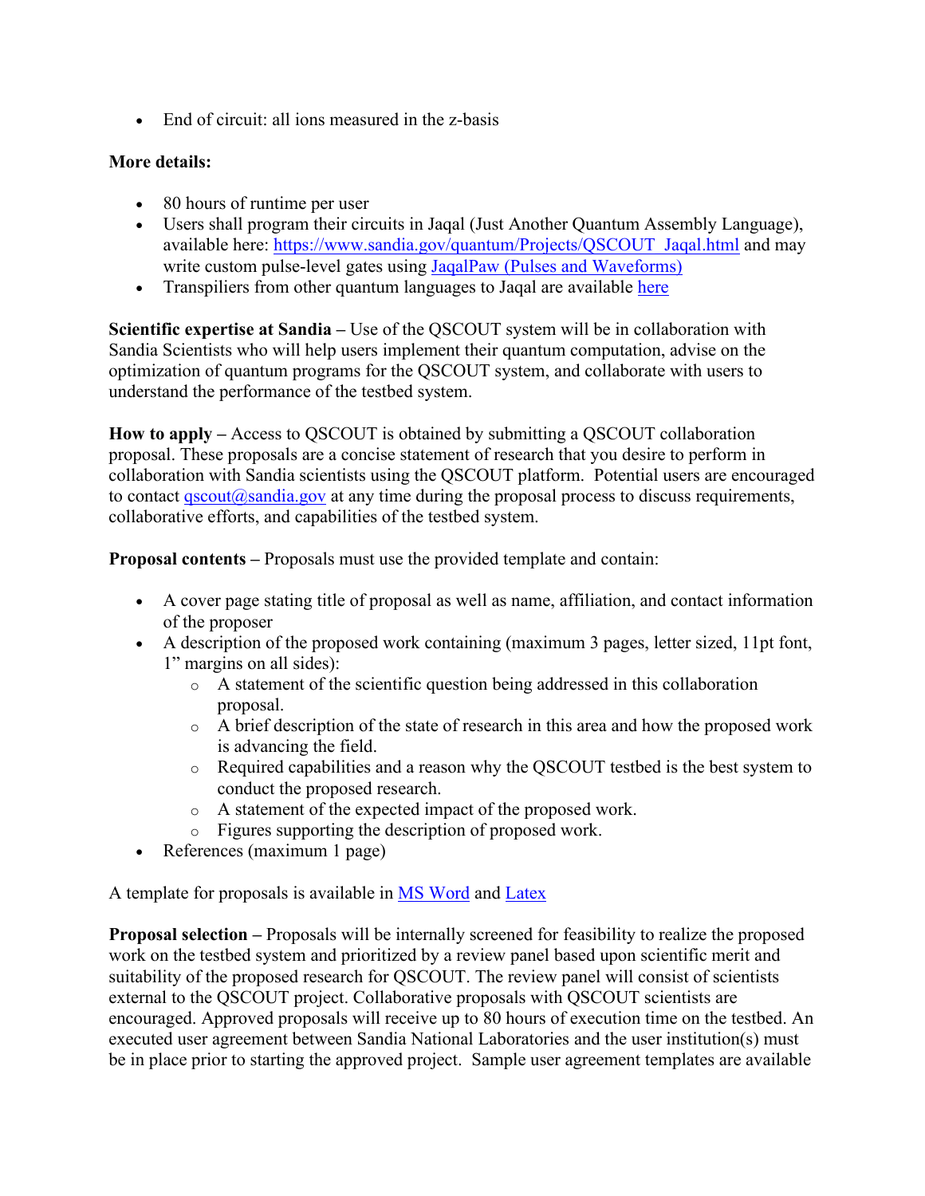- End of circuit: all ions measured in the z-basis

**More details:**

- 80 hours of runtime per user
- Users shall program their circuits in Jaqal (Just Another Quantum Assembly Language), available here: https://www.sandia.gov/quantum/Projects/QSCOUT_Jaqal.html and may write custom pulse-level gates using JaqalPaw (Pulses and Waveforms)
- Transpiliers from other quantum languages to Jaqal are available here

**Scientific expertise at Sandia –** Use of the QSCOUT system will be in collaboration with Sandia Scientists who will help users implement their quantum computation, advise on the optimization of quantum programs for the QSCOUT system, and collaborate with users to understand the performance of the testbed system.

**How to apply –** Access to QSCOUT is obtained by submitting a QSCOUT collaboration proposal. These proposals are a concise statement of research that you desire to perform in collaboration with Sandia scientists using the QSCOUT platform. Potential users are encouraged to contact qscout@sandia.gov at any time during the proposal process to discuss requirements, collaborative efforts, and capabilities of the testbed system.

**Proposal contents –** Proposals must use the provided template and contain:

- A cover page stating title of proposal as well as name, affiliation, and contact information of the proposer
- A description of the proposed work containing (maximum 3 pages, letter sized, 11pt font, 1" margins on all sides):
  - A statement of the scientific question being addressed in this collaboration proposal.
  - A brief description of the state of research in this area and how the proposed work is advancing the field.
  - Required capabilities and a reason why the QSCOUT testbed is the best system to conduct the proposed research.
  - A statement of the expected impact of the proposed work.
  - Figures supporting the description of proposed work.
- References (maximum 1 page)

A template for proposals is available in MS Word and Latex

**Proposal selection –** Proposals will be internally screened for feasibility to realize the proposed work on the testbed system and prioritized by a review panel based upon scientific merit and suitability of the proposed research for QSCOUT. The review panel will consist of scientists external to the QSCOUT project. Collaborative proposals with QSCOUT scientists are encouraged. Approved proposals will receive up to 80 hours of execution time on the testbed. An executed user agreement between Sandia National Laboratories and the user institution(s) must be in place prior to starting the approved project. Sample user agreement templates are available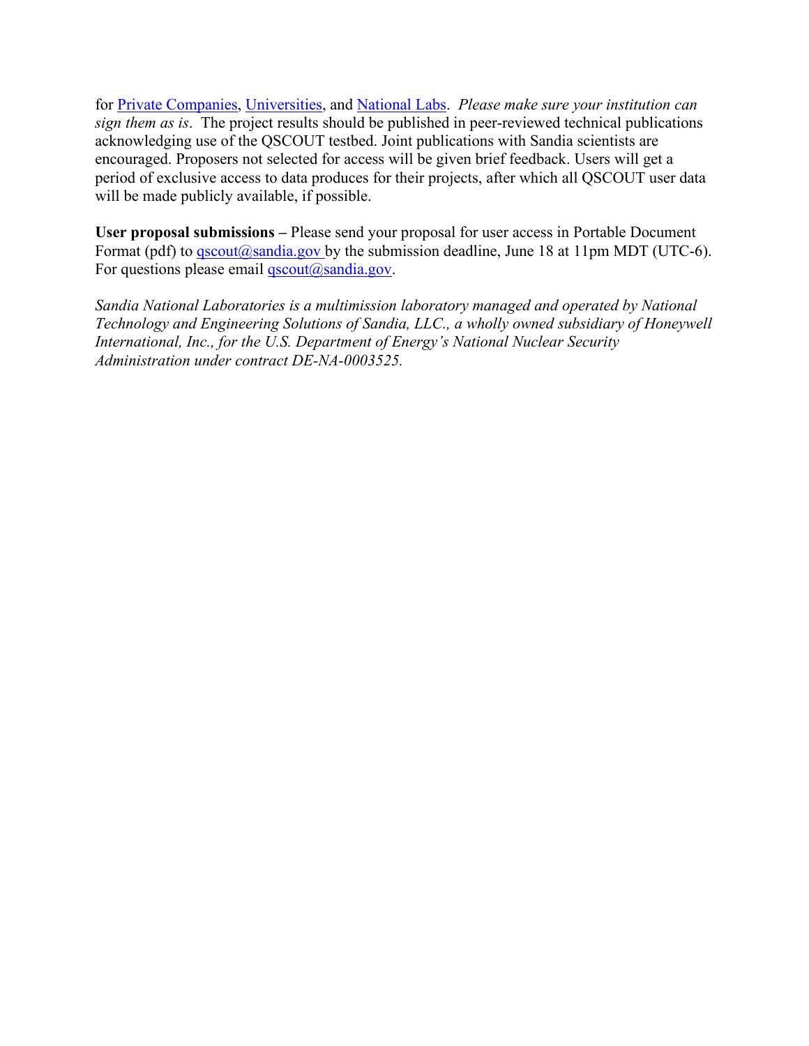for Private Companies, Universities, and National Labs. *Please make sure your institution can sign them as is*. The project results should be published in peer-reviewed technical publications acknowledging use of the QSCOUT testbed. Joint publications with Sandia scientists are encouraged. Proposers not selected for access will be given brief feedback. Users will get a period of exclusive access to data produces for their projects, after which all QSCOUT user data will be made publicly available, if possible.

**User proposal submissions –** Please send your proposal for user access in Portable Document Format (pdf) to qscout@sandia.gov by the submission deadline, June 18 at 11pm MDT (UTC-6). For questions please email qscout@sandia.gov.

*Sandia National Laboratories is a multimission laboratory managed and operated by National Technology and Engineering Solutions of Sandia, LLC., a wholly owned subsidiary of Honeywell International, Inc., for the U.S. Department of Energy's National Nuclear Security Administration under contract DE-NA-0003525.*